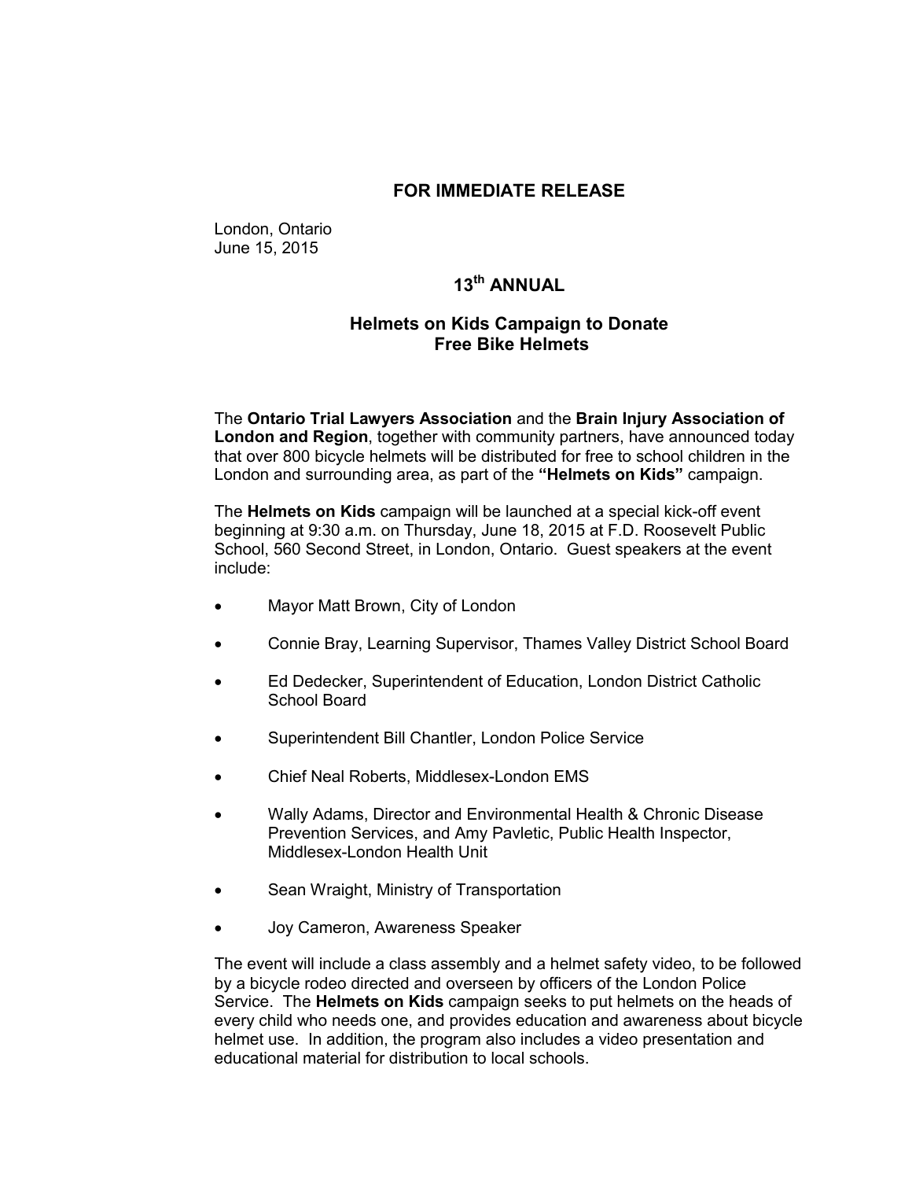**FOR IMMEDIATE RELEASE**

London, Ontario
June 15, 2015

## 13th ANNUAL

## Helmets on Kids Campaign to Donate Free Bike Helmets

The **Ontario Trial Lawyers Association** and the **Brain Injury Association of London and Region**, together with community partners, have announced today that over 800 bicycle helmets will be distributed for free to school children in the London and surrounding area, as part of the **"Helmets on Kids"** campaign.

The **Helmets on Kids** campaign will be launched at a special kick-off event beginning at 9:30 a.m. on Thursday, June 18, 2015 at F.D. Roosevelt Public School, 560 Second Street, in London, Ontario. Guest speakers at the event include:

- Mayor Matt Brown, City of London
- Connie Bray, Learning Supervisor, Thames Valley District School Board
- Ed Dedecker, Superintendent of Education, London District Catholic School Board
- Superintendent Bill Chantler, London Police Service
- Chief Neal Roberts, Middlesex-London EMS
- Wally Adams, Director and Environmental Health & Chronic Disease Prevention Services, and Amy Pavletic, Public Health Inspector, Middlesex-London Health Unit
- Sean Wraight, Ministry of Transportation
- Joy Cameron, Awareness Speaker

The event will include a class assembly and a helmet safety video, to be followed by a bicycle rodeo directed and overseen by officers of the London Police Service. The **Helmets on Kids** campaign seeks to put helmets on the heads of every child who needs one, and provides education and awareness about bicycle helmet use. In addition, the program also includes a video presentation and educational material for distribution to local schools.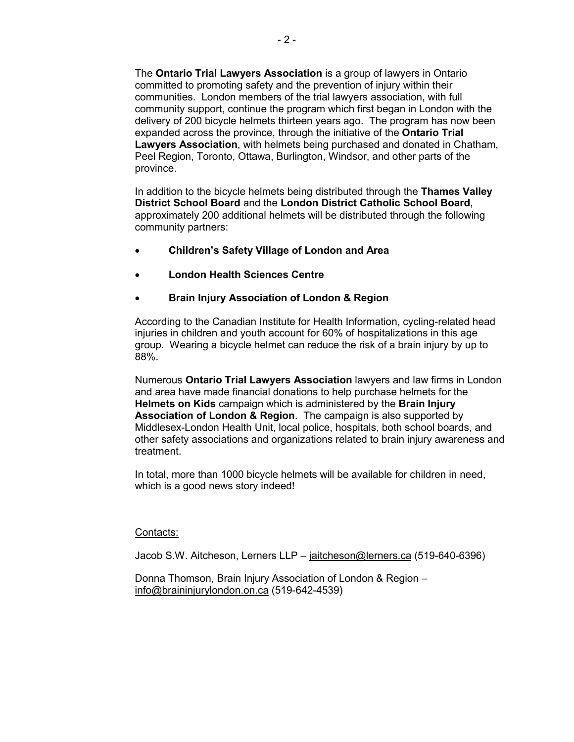The **Ontario Trial Lawyers Association** is a group of lawyers in Ontario committed to promoting safety and the prevention of injury within their communities. London members of the trial lawyers association, with full community support, continue the program which first began in London with the delivery of 200 bicycle helmets thirteen years ago. The program has now been expanded across the province, through the initiative of the **Ontario Trial Lawyers Association**, with helmets being purchased and donated in Chatham, Peel Region, Toronto, Ottawa, Burlington, Windsor, and other parts of the province.

In addition to the bicycle helmets being distributed through the **Thames Valley District School Board** and the **London District Catholic School Board**, approximately 200 additional helmets will be distributed through the following community partners:

- **Children's Safety Village of London and Area**
- **London Health Sciences Centre**
- **Brain Injury Association of London & Region**

According to the Canadian Institute for Health Information, cycling-related head injuries in children and youth account for 60% of hospitalizations in this age group. Wearing a bicycle helmet can reduce the risk of a brain injury by up to 88%.

Numerous **Ontario Trial Lawyers Association** lawyers and law firms in London and area have made financial donations to help purchase helmets for the **Helmets on Kids** campaign which is administered by the **Brain Injury Association of London & Region**. The campaign is also supported by Middlesex-London Health Unit, local police, hospitals, both school boards, and other safety associations and organizations related to brain injury awareness and treatment.

In total, more than 1000 bicycle helmets will be available for children in need, which is a good news story indeed!

Contacts:

Jacob S.W. Aitcheson, Lerners LLP – jaitcheson@lerners.ca (519-640-6396)

Donna Thomson, Brain Injury Association of London & Region – info@braininjurylondon.on.ca (519-642-4539)